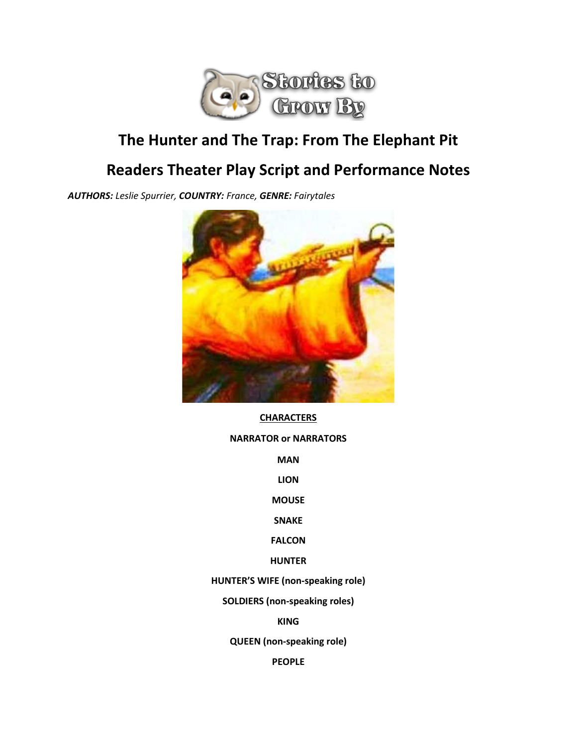# The Hunter and The Trap: From The Elephant Pit

# Readers Theater Play Script and Performance Notes

***AUTHORS:*** *Leslie Spurrier,* ***COUNTRY:*** *France,* ***GENRE:*** *Fairytales*

**CHARACTERS**

**NARRATOR or NARRATORS**

**MAN**

**LION**

**MOUSE**

**SNAKE**

**FALCON**

**HUNTER**

**HUNTER'S WIFE (non-speaking role)**

**SOLDIERS (non-speaking roles)**

**KING**

**QUEEN (non-speaking role)**

**PEOPLE**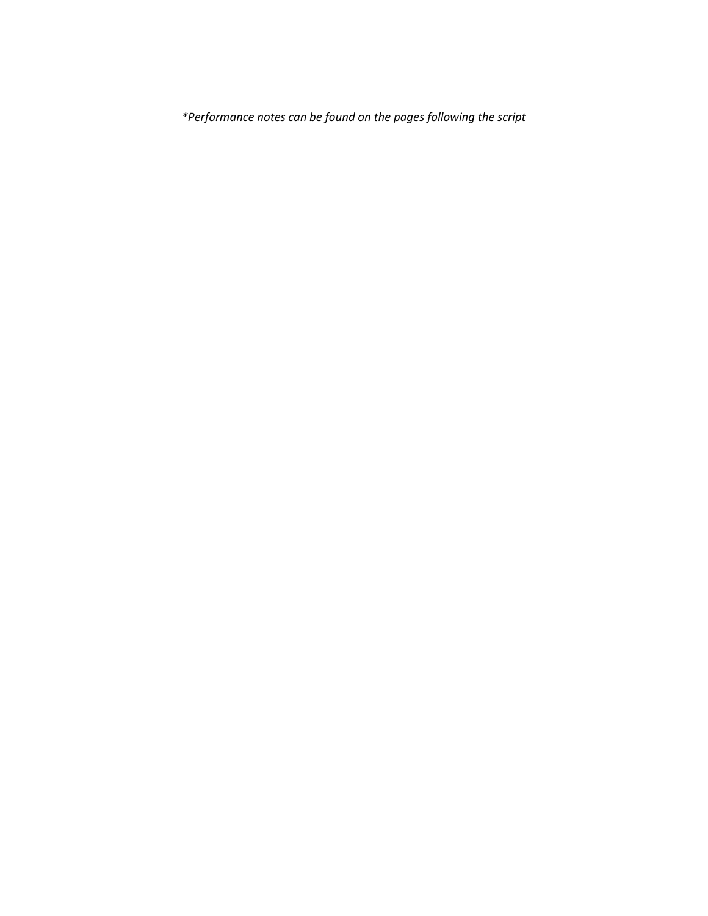*\*Performance notes can be found on the pages following the script*

**Performance notes can be found on the pages following the script*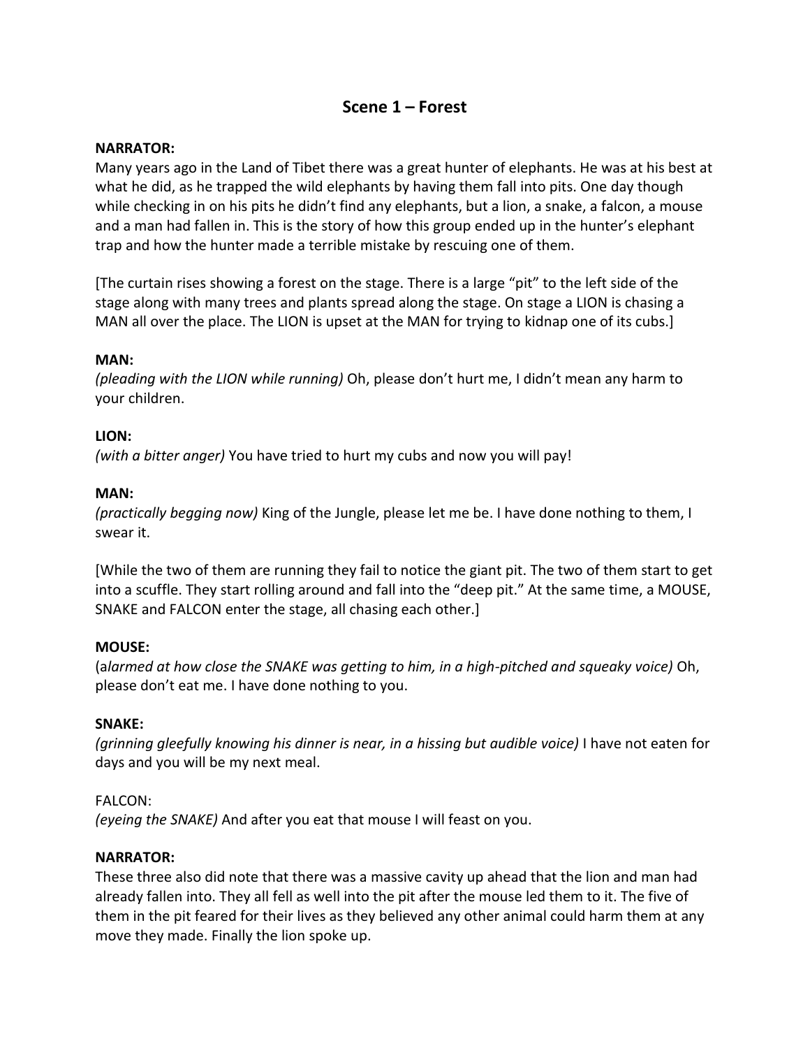## Scene 1 – Forest

**NARRATOR:**
Many years ago in the Land of Tibet there was a great hunter of elephants. He was at his best at what he did, as he trapped the wild elephants by having them fall into pits. One day though while checking in on his pits he didn't find any elephants, but a lion, a snake, a falcon, a mouse and a man had fallen in. This is the story of how this group ended up in the hunter's elephant trap and how the hunter made a terrible mistake by rescuing one of them.

[The curtain rises showing a forest on the stage. There is a large "pit" to the left side of the stage along with many trees and plants spread along the stage. On stage a LION is chasing a MAN all over the place. The LION is upset at the MAN for trying to kidnap one of its cubs.]

**MAN:**
*(pleading with the LION while running)* Oh, please don't hurt me, I didn't mean any harm to your children.

**LION:**
*(with a bitter anger)* You have tried to hurt my cubs and now you will pay!

**MAN:**
*(practically begging now)* King of the Jungle, please let me be. I have done nothing to them, I swear it.

[While the two of them are running they fail to notice the giant pit. The two of them start to get into a scuffle. They start rolling around and fall into the "deep pit." At the same time, a MOUSE, SNAKE and FALCON enter the stage, all chasing each other.]

**MOUSE:**
(*alarmed at how close the SNAKE was getting to him, in a high-pitched and squeaky voice)* Oh, please don't eat me. I have done nothing to you.

**SNAKE:**
*(grinning gleefully knowing his dinner is near, in a hissing but audible voice)* I have not eaten for days and you will be my next meal.

FALCON:
*(eyeing the SNAKE)* And after you eat that mouse I will feast on you.

**NARRATOR:**
These three also did note that there was a massive cavity up ahead that the lion and man had already fallen into. They all fell as well into the pit after the mouse led them to it. The five of them in the pit feared for their lives as they believed any other animal could harm them at any move they made. Finally the lion spoke up.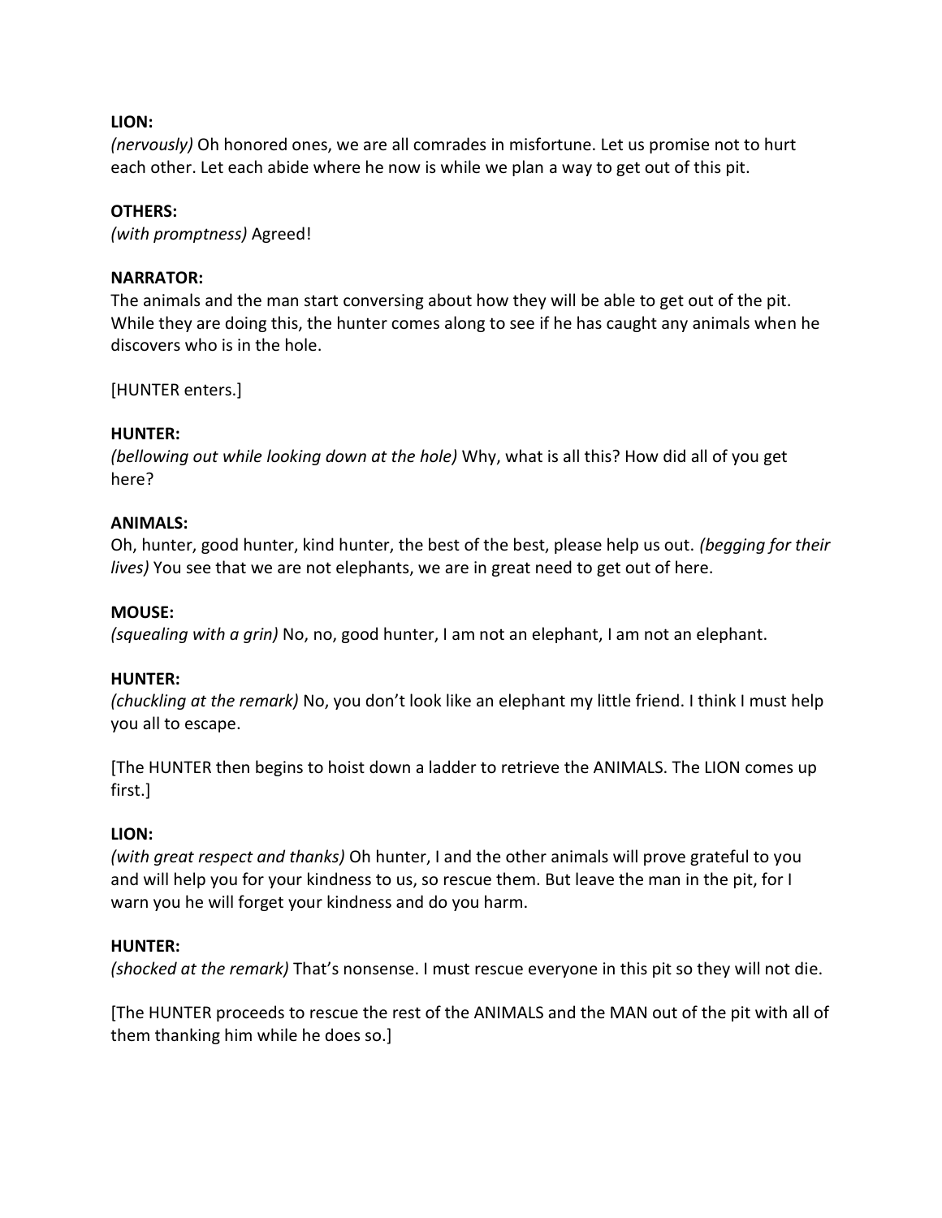**LION:**
*(nervously)* Oh honored ones, we are all comrades in misfortune. Let us promise not to hurt each other. Let each abide where he now is while we plan a way to get out of this pit.

**OTHERS:**
*(with promptness)* Agreed!

**NARRATOR:**
The animals and the man start conversing about how they will be able to get out of the pit. While they are doing this, the hunter comes along to see if he has caught any animals when he discovers who is in the hole.

[HUNTER enters.]

**HUNTER:**
*(bellowing out while looking down at the hole)* Why, what is all this? How did all of you get here?

**ANIMALS:**
Oh, hunter, good hunter, kind hunter, the best of the best, please help us out. *(begging for their lives)* You see that we are not elephants, we are in great need to get out of here.

**MOUSE:**
*(squealing with a grin)* No, no, good hunter, I am not an elephant, I am not an elephant.

**HUNTER:**
*(chuckling at the remark)* No, you don't look like an elephant my little friend. I think I must help you all to escape.

[The HUNTER then begins to hoist down a ladder to retrieve the ANIMALS. The LION comes up first.]

**LION:**
*(with great respect and thanks)* Oh hunter, I and the other animals will prove grateful to you and will help you for your kindness to us, so rescue them. But leave the man in the pit, for I warn you he will forget your kindness and do you harm.

**HUNTER:**
*(shocked at the remark)* That's nonsense. I must rescue everyone in this pit so they will not die.

[The HUNTER proceeds to rescue the rest of the ANIMALS and the MAN out of the pit with all of them thanking him while he does so.]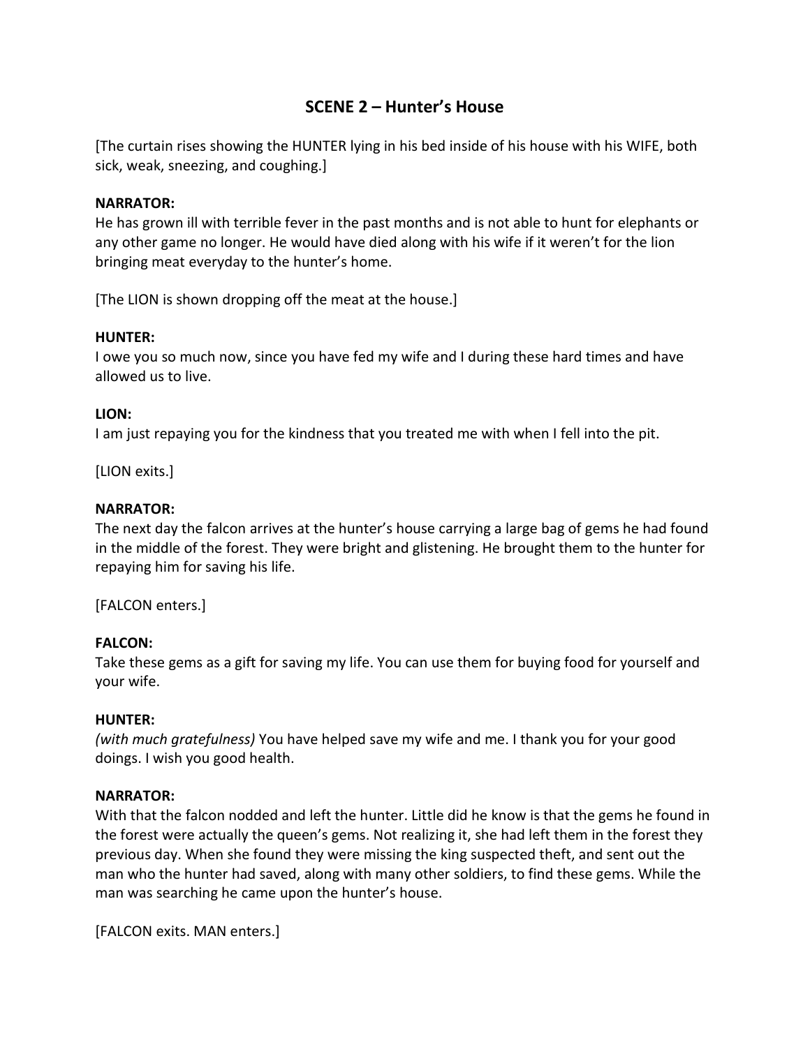## SCENE 2 – Hunter's House

[The curtain rises showing the HUNTER lying in his bed inside of his house with his WIFE, both sick, weak, sneezing, and coughing.]

**NARRATOR:**
He has grown ill with terrible fever in the past months and is not able to hunt for elephants or any other game no longer. He would have died along with his wife if it weren't for the lion bringing meat everyday to the hunter's home.

[The LION is shown dropping off the meat at the house.]

**HUNTER:**
I owe you so much now, since you have fed my wife and I during these hard times and have allowed us to live.

**LION:**
I am just repaying you for the kindness that you treated me with when I fell into the pit.

[LION exits.]

**NARRATOR:**
The next day the falcon arrives at the hunter's house carrying a large bag of gems he had found in the middle of the forest. They were bright and glistening. He brought them to the hunter for repaying him for saving his life.

[FALCON enters.]

**FALCON:**
Take these gems as a gift for saving my life. You can use them for buying food for yourself and your wife.

**HUNTER:**
*(with much gratefulness)* You have helped save my wife and me. I thank you for your good doings. I wish you good health.

**NARRATOR:**
With that the falcon nodded and left the hunter. Little did he know is that the gems he found in the forest were actually the queen's gems. Not realizing it, she had left them in the forest they previous day. When she found they were missing the king suspected theft, and sent out the man who the hunter had saved, along with many other soldiers, to find these gems. While the man was searching he came upon the hunter's house.

[FALCON exits. MAN enters.]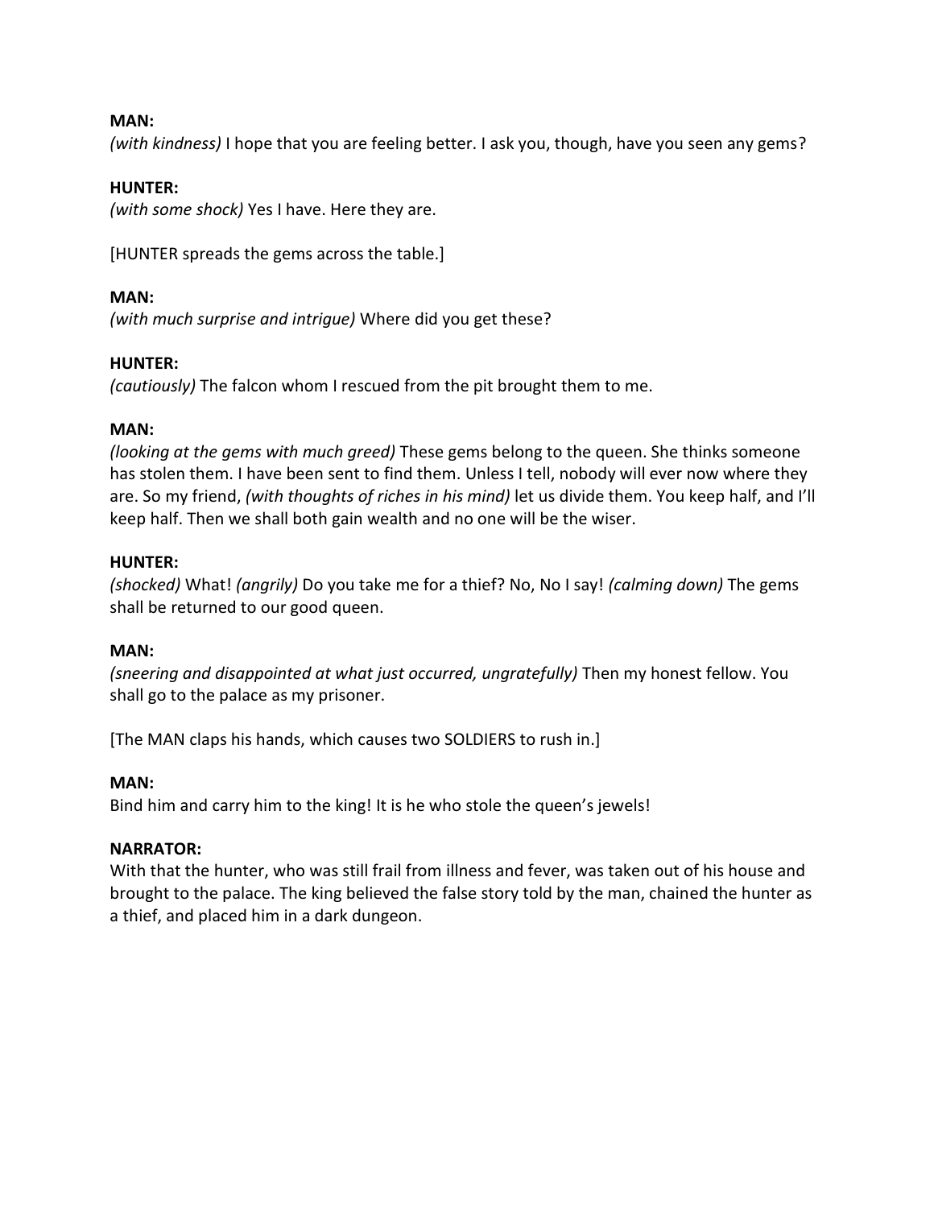**MAN:**
*(with kindness)* I hope that you are feeling better. I ask you, though, have you seen any gems?

**HUNTER:**
*(with some shock)* Yes I have. Here they are.

[HUNTER spreads the gems across the table.]

**MAN:**
*(with much surprise and intrigue)* Where did you get these?

**HUNTER:**
*(cautiously)* The falcon whom I rescued from the pit brought them to me.

**MAN:**
*(looking at the gems with much greed)* These gems belong to the queen. She thinks someone has stolen them. I have been sent to find them. Unless I tell, nobody will ever now where they are. So my friend, *(with thoughts of riches in his mind)* let us divide them. You keep half, and I'll keep half. Then we shall both gain wealth and no one will be the wiser.

**HUNTER:**
*(shocked)* What! *(angrily)* Do you take me for a thief? No, No I say! *(calming down)* The gems shall be returned to our good queen.

**MAN:**
*(sneering and disappointed at what just occurred, ungratefully)* Then my honest fellow. You shall go to the palace as my prisoner.

[The MAN claps his hands, which causes two SOLDIERS to rush in.]

**MAN:**
Bind him and carry him to the king! It is he who stole the queen's jewels!

**NARRATOR:**
With that the hunter, who was still frail from illness and fever, was taken out of his house and brought to the palace. The king believed the false story told by the man, chained the hunter as a thief, and placed him in a dark dungeon.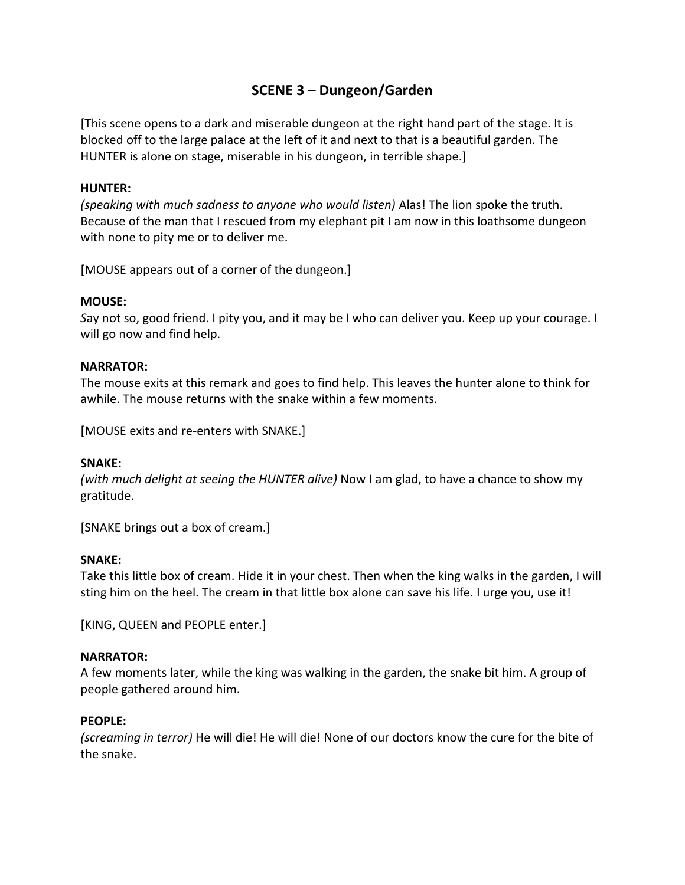## SCENE 3 – Dungeon/Garden

[This scene opens to a dark and miserable dungeon at the right hand part of the stage. It is blocked off to the large palace at the left of it and next to that is a beautiful garden. The HUNTER is alone on stage, miserable in his dungeon, in terrible shape.]

**HUNTER:**
*(speaking with much sadness to anyone who would listen)* Alas! The lion spoke the truth. Because of the man that I rescued from my elephant pit I am now in this loathsome dungeon with none to pity me or to deliver me.

[MOUSE appears out of a corner of the dungeon.]

**MOUSE:**
*S*ay not so, good friend. I pity you, and it may be I who can deliver you. Keep up your courage. I will go now and find help.

**NARRATOR:**
The mouse exits at this remark and goes to find help. This leaves the hunter alone to think for awhile. The mouse returns with the snake within a few moments.

[MOUSE exits and re-enters with SNAKE.]

**SNAKE:**
*(with much delight at seeing the HUNTER alive)* Now I am glad, to have a chance to show my gratitude.

[SNAKE brings out a box of cream.]

**SNAKE:**
Take this little box of cream. Hide it in your chest. Then when the king walks in the garden, I will sting him on the heel. The cream in that little box alone can save his life. I urge you, use it!

[KING, QUEEN and PEOPLE enter.]

**NARRATOR:**
A few moments later, while the king was walking in the garden, the snake bit him. A group of people gathered around him.

**PEOPLE:**
*(screaming in terror)* He will die! He will die! None of our doctors know the cure for the bite of the snake.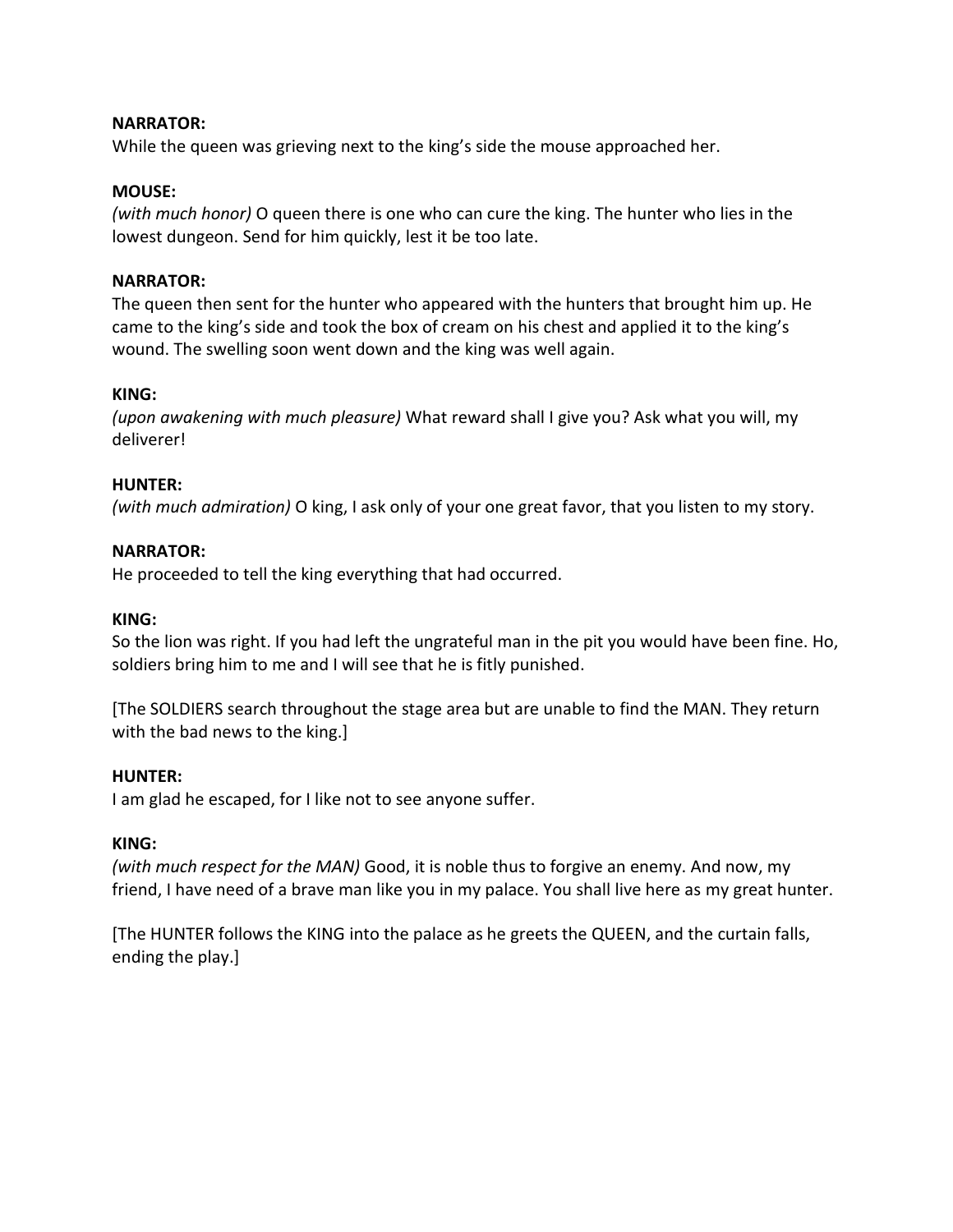**NARRATOR:**
While the queen was grieving next to the king's side the mouse approached her.

**MOUSE:**
*(with much honor)* O queen there is one who can cure the king. The hunter who lies in the lowest dungeon. Send for him quickly, lest it be too late.

**NARRATOR:**
The queen then sent for the hunter who appeared with the hunters that brought him up. He came to the king's side and took the box of cream on his chest and applied it to the king's wound. The swelling soon went down and the king was well again.

**KING:**
*(upon awakening with much pleasure)* What reward shall I give you? Ask what you will, my deliverer!

**HUNTER:**
*(with much admiration)* O king, I ask only of your one great favor, that you listen to my story.

**NARRATOR:**
He proceeded to tell the king everything that had occurred.

**KING:**
So the lion was right. If you had left the ungrateful man in the pit you would have been fine. Ho, soldiers bring him to me and I will see that he is fitly punished.

[The SOLDIERS search throughout the stage area but are unable to find the MAN. They return with the bad news to the king.]

**HUNTER:**
I am glad he escaped, for I like not to see anyone suffer.

**KING:**
*(with much respect for the MAN)* Good, it is noble thus to forgive an enemy. And now, my friend, I have need of a brave man like you in my palace. You shall live here as my great hunter.

[The HUNTER follows the KING into the palace as he greets the QUEEN, and the curtain falls, ending the play.]